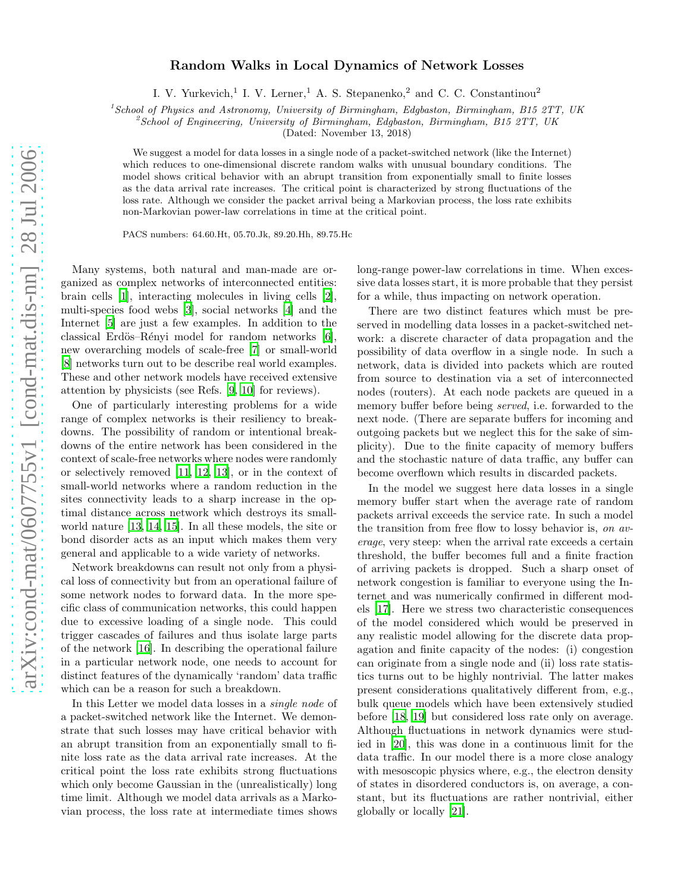# Random Walks in Local Dynamics of Network Losses

I. V. Yurkevich,[1] I. V. Lerner,[1] A. S. Stepanenko,[2] and C. C. Constantinou[2]

[1] *School of Physics and Astronomy, University of Birmingham, Edgbaston, Birmingham, B15 2TT, UK*
[2] *School of Engineering, University of Birmingham, Edgbaston, Birmingham, B15 2TT, UK*

(Dated: November 13, 2018)

We suggest a model for data losses in a single node of a packet-switched network (like the Internet) which reduces to one-dimensional discrete random walks with unusual boundary conditions. The model shows critical behavior with an abrupt transition from exponentially small to finite losses as the data arrival rate increases. The critical point is characterized by strong fluctuations of the loss rate. Although we consider the packet arrival being a Markovian process, the loss rate exhibits non-Markovian power-law correlations in time at the critical point.

PACS numbers: 64.60.Ht, 05.70.Jk, 89.20.Hh, 89.75.Hc

Many systems, both natural and man-made are organized as complex networks of interconnected entities: brain cells [1], interacting molecules in living cells [2], multi-species food webs [3], social networks [4] and the Internet [5] are just a few examples. In addition to the classical Erdös–Rényi model for random networks [6], new overarching models of scale-free [7] or small-world [8] networks turn out to be describe real world examples. These and other network models have received extensive attention by physicists (see Refs. [9, 10] for reviews).

One of particularly interesting problems for a wide range of complex networks is their resiliency to breakdowns. The possibility of random or intentional breakdowns of the entire network has been considered in the context of scale-free networks where nodes were randomly or selectively removed [11, 12, 13], or in the context of small-world networks where a random reduction in the sites connectivity leads to a sharp increase in the optimal distance across network which destroys its small-world nature [13, 14, 15]. In all these models, the site or bond disorder acts as an input which makes them very general and applicable to a wide variety of networks.

Network breakdowns can result not only from a physical loss of connectivity but from an operational failure of some network nodes to forward data. In the more specific class of communication networks, this could happen due to excessive loading of a single node. This could trigger cascades of failures and thus isolate large parts of the network [16]. In describing the operational failure in a particular network node, one needs to account for distinct features of the dynamically 'random' data traffic which can be a reason for such a breakdown.

In this Letter we model data losses in a *single node* of a packet-switched network like the Internet. We demonstrate that such losses may have critical behavior with an abrupt transition from an exponentially small to finite loss rate as the data arrival rate increases. At the critical point the loss rate exhibits strong fluctuations which only become Gaussian in the (unrealistically) long time limit. Although we model data arrivals as a Markovian process, the loss rate at intermediate times shows long-range power-law correlations in time. When excessive data losses start, it is more probable that they persist for a while, thus impacting on network operation.

There are two distinct features which must be preserved in modelling data losses in a packet-switched network: a discrete character of data propagation and the possibility of data overflow in a single node. In such a network, data is divided into packets which are routed from source to destination via a set of interconnected nodes (routers). At each node packets are queued in a memory buffer before being *served*, i.e. forwarded to the next node. (There are separate buffers for incoming and outgoing packets but we neglect this for the sake of simplicity). Due to the finite capacity of memory buffers and the stochastic nature of data traffic, any buffer can become overflown which results in discarded packets.

In the model we suggest here data losses in a single memory buffer start when the average rate of random packets arrival exceeds the service rate. In such a model the transition from free flow to lossy behavior is, *on average*, very steep: when the arrival rate exceeds a certain threshold, the buffer becomes full and a finite fraction of arriving packets is dropped. Such a sharp onset of network congestion is familiar to everyone using the Internet and was numerically confirmed in different models [17]. Here we stress two characteristic consequences of the model considered which would be preserved in any realistic model allowing for the discrete data propagation and finite capacity of the nodes: (i) congestion can originate from a single node and (ii) loss rate statistics turns out to be highly nontrivial. The latter makes present considerations qualitatively different from, e.g., bulk queue models which have been extensively studied before [18, 19] but considered loss rate only on average. Although fluctuations in network dynamics were studied in [20], this was done in a continuous limit for the data traffic. In our model there is a more close analogy with mesoscopic physics where, e.g., the electron density of states in disordered conductors is, on average, a constant, but its fluctuations are rather nontrivial, either globally or locally [21].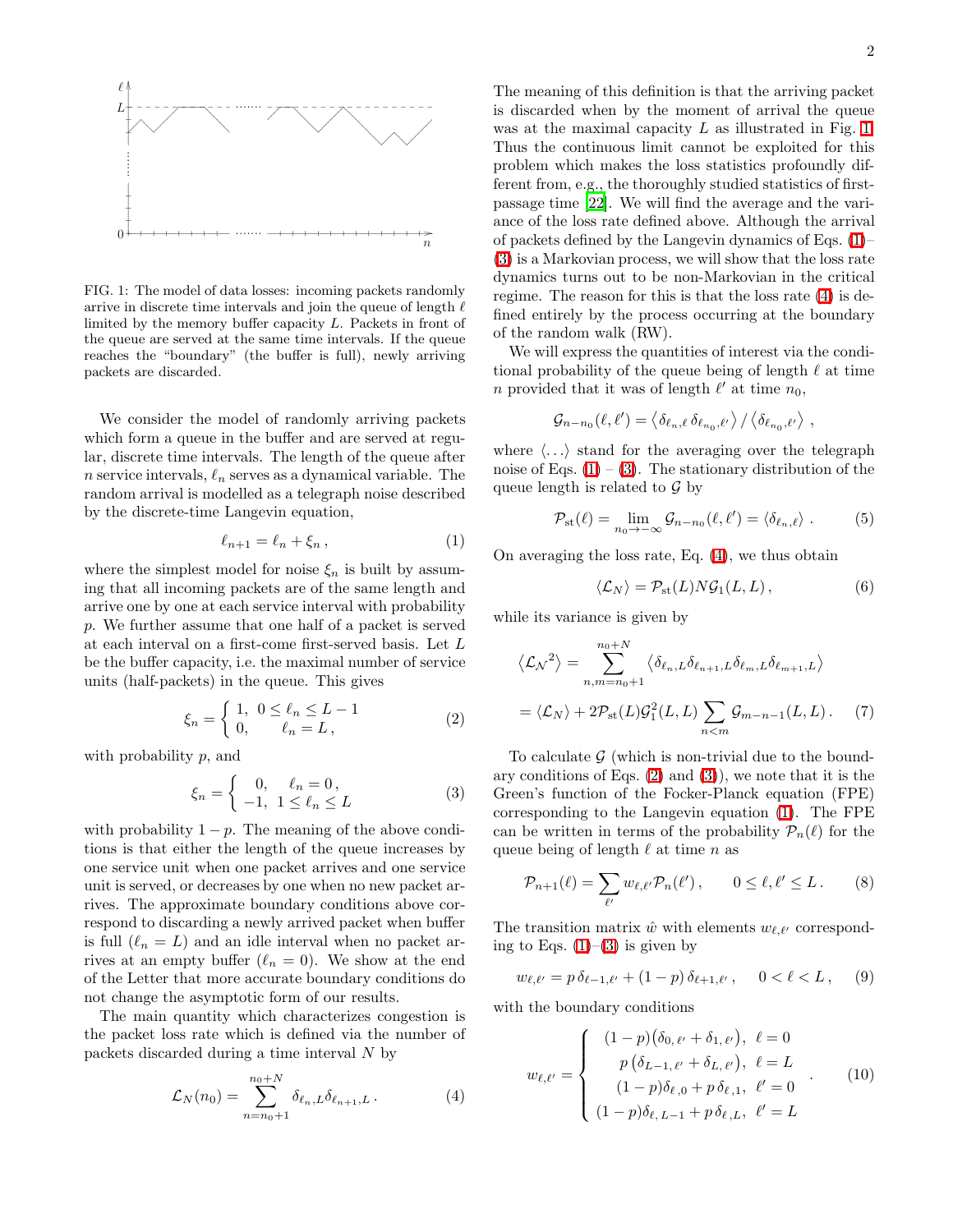FIG. 1: The model of data losses: incoming packets randomly arrive in discrete time intervals and join the queue of length $\ell$ limited by the memory buffer capacity $L$. Packets in front of the queue are served at the same time intervals. If the queue reaches the "boundary" (the buffer is full), newly arriving packets are discarded.

We consider the model of randomly arriving packets which form a queue in the buffer and are served at regular, discrete time intervals. The length of the queue after $n$ service intervals, $\ell_n$ serves as a dynamical variable. The random arrival is modelled as a telegraph noise described by the discrete-time Langevin equation,

$$\ell_{n+1} = \ell_n + \xi_n \,, \tag{1}$$

where the simplest model for noise $\xi_n$ is built by assuming that all incoming packets are of the same length and arrive one by one at each service interval with probability $p$. We further assume that one half of a packet is served at each interval on a first-come first-served basis. Let $L$ be the buffer capacity, i.e. the maximal number of service units (half-packets) in the queue. This gives

$$\xi_n = \begin{cases} 1, & 0 \le \ell_n \le L-1 \\ 0, & \ell_n = L \,, \end{cases} \tag{2}$$

with probability $p$, and

$$\xi_n = \begin{cases} 0, & \ell_n = 0 \,, \\ -1, & 1 \le \ell_n \le L \end{cases} \tag{3}$$

with probability $1-p$. The meaning of the above conditions is that either the length of the queue increases by one service unit when one packet arrives and one service unit is served, or decreases by one when no new packet arrives. The approximate boundary conditions above correspond to discarding a newly arrived packet when buffer is full ($\ell_n = L$) and an idle interval when no packet arrives at an empty buffer ($\ell_n = 0$). We show at the end of the Letter that more accurate boundary conditions do not change the asymptotic form of our results.

The main quantity which characterizes congestion is the packet loss rate which is defined via the number of packets discarded during a time interval $N$ by

$$\mathcal{L}_N(n_0) = \sum_{n=n_0+1}^{n_0+N} \delta_{\ell_n, L} \delta_{\ell_{n+1}, L} \,. \tag{4}$$

The meaning of this definition is that the arriving packet is discarded when by the moment of arrival the queue was at the maximal capacity $L$ as illustrated in Fig. 1. Thus the continuous limit cannot be exploited for this problem which makes the loss statistics profoundly different from, e.g., the thoroughly studied statistics of first-passage time [22]. We will find the average and the variance of the loss rate defined above. Although the arrival of packets defined by the Langevin dynamics of Eqs. (1)–(3) is a Markovian process, we will show that the loss rate dynamics turns out to be non-Markovian in the critical regime. The reason for this is that the loss rate (4) is defined entirely by the process occurring at the boundary of the random walk (RW).

We will express the quantities of interest via the conditional probability of the queue being of length $\ell$ at time $n$ provided that it was of length $\ell'$ at time $n_0$,

$$\mathcal{G}_{n-n_0}(\ell, \ell') = \left\langle \delta_{\ell_n, \ell}\, \delta_{\ell_{n_0}, \ell'} \right\rangle / \left\langle \delta_{\ell_{n_0}, \ell'} \right\rangle \,,$$

where $\langle \ldots \rangle$ stand for the averaging over the telegraph noise of Eqs. (1) – (3). The stationary distribution of the queue length is related to $\mathcal{G}$ by

$$\mathcal{P}_{\rm st}(\ell) = \lim_{n_0 \to -\infty} \mathcal{G}_{n-n_0}(\ell, \ell') = \langle \delta_{\ell_n, \ell} \rangle \,. \tag{5}$$

On averaging the loss rate, Eq. (4), we thus obtain

$$\langle \mathcal{L}_N \rangle = \mathcal{P}_{\rm st}(L) N \mathcal{G}_1(L, L) \,, \tag{6}$$

while its variance is given by

$$\begin{aligned} \left\langle {\mathcal{L}_N}^2 \right\rangle &= \sum_{n,m=n_0+1}^{n_0+N} \left\langle \delta_{\ell_n, L} \delta_{\ell_{n+1}, L} \delta_{\ell_m, L} \delta_{\ell_{m+1}, L} \right\rangle \\ &= \langle \mathcal{L}_N \rangle + 2 \mathcal{P}_{\rm st}(L) \mathcal{G}_1^2(L, L) \sum_{n<m} \mathcal{G}_{m-n-1}(L, L) \,. \end{aligned} \tag{7}$$

To calculate $\mathcal{G}$ (which is non-trivial due to the boundary conditions of Eqs. (2) and (3)), we note that it is the Green's function of the Focker-Planck equation (FPE) corresponding to the Langevin equation (1). The FPE can be written in terms of the probability $\mathcal{P}_n(\ell)$ for the queue being of length $\ell$ at time $n$ as

$$\mathcal{P}_{n+1}(\ell) = \sum_{\ell'} w_{\ell, \ell'} \mathcal{P}_n(\ell') \,, \qquad 0 \le \ell, \ell' \le L \,. \tag{8}$$

The transition matrix $\hat{w}$ with elements $w_{\ell, \ell'}$ corresponding to Eqs. (1)–(3) is given by

$$w_{\ell, \ell'} = p\, \delta_{\ell-1, \ell'} + (1-p)\, \delta_{\ell+1, \ell'} \,, \qquad 0 < \ell < L \,, \tag{9}$$

with the boundary conditions

$$w_{\ell, \ell'} = \begin{cases} (1-p)\big(\delta_{0, \ell'} + \delta_{1, \ell'}\big), & \ell = 0 \\ p\, \big(\delta_{L-1, \ell'} + \delta_{L, \ell'}\big), & \ell = L \\ (1-p)\delta_{\ell, 0} + p\, \delta_{\ell, 1}, & \ell' = 0 \\ (1-p)\delta_{\ell, L-1} + p\, \delta_{\ell, L}, & \ell' = L \end{cases} \,. \tag{10}$$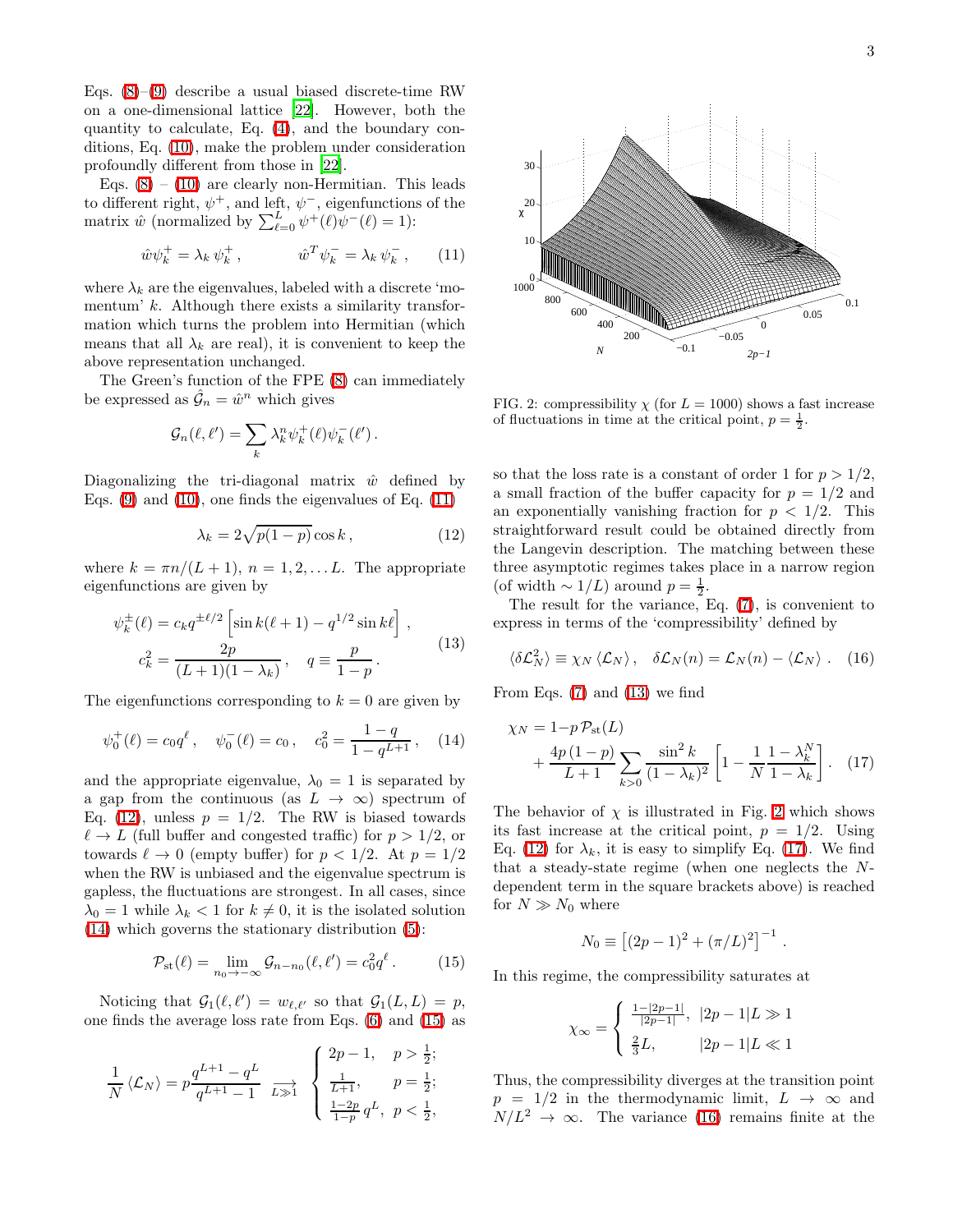Eqs. (8)–(9) describe a usual biased discrete-time RW on a one-dimensional lattice [22]. However, both the quantity to calculate, Eq. (4), and the boundary conditions, Eq. (10), make the problem under consideration profoundly different from those in [22].

Eqs. (8) – (10) are clearly non-Hermitian. This leads to different right, $\psi^+$, and left, $\psi^-$, eigenfunctions of the matrix $\hat{w}$ (normalized by $\sum_{\ell=0}^{L} \psi^+(\ell)\psi^-(\ell) = 1$):

$$\hat{w}\psi_k^+ = \lambda_k\, \psi_k^+ , \qquad \hat{w}^T\psi_k^- = \lambda_k\, \psi_k^- , \tag{11}$$

where $\lambda_k$ are the eigenvalues, labeled with a discrete 'momentum' $k$. Although there exists a similarity transformation which turns the problem into Hermitian (which means that all $\lambda_k$ are real), it is convenient to keep the above representation unchanged.

The Green's function of the FPE (8) can immediately be expressed as $\hat{\mathcal{G}}_n = \hat{w}^n$ which gives

$$\mathcal{G}_n(\ell, \ell') = \sum_k \lambda_k^n \psi_k^+(\ell)\psi_k^-(\ell') .$$

Diagonalizing the tri-diagonal matrix $\hat{w}$ defined by Eqs. (9) and (10), one finds the eigenvalues of Eq. (11)

$$\lambda_k = 2\sqrt{p(1-p)}\cos k , \tag{12}$$

where $k = \pi n/(L+1)$, $n = 1, 2, \ldots L$. The appropriate eigenfunctions are given by

$$\begin{aligned} \psi_k^\pm(\ell) &= c_k q^{\pm\ell/2}\left[\sin k(\ell+1) - q^{1/2}\sin k\ell\right] , \\ c_k^2 &= \frac{2p}{(L+1)(1-\lambda_k)} , \quad q \equiv \frac{p}{1-p} . \end{aligned} \tag{13}$$

The eigenfunctions corresponding to $k = 0$ are given by

$$\psi_0^+(\ell) = c_0 q^\ell , \quad \psi_0^-(\ell) = c_0 , \quad c_0^2 = \frac{1-q}{1-q^{L+1}} , \tag{14}$$

and the appropriate eigenvalue, $\lambda_0 = 1$ is separated by a gap from the continuous (as $L \to \infty$) spectrum of Eq. (12), unless $p = 1/2$. The RW is biased towards $\ell \to L$ (full buffer and congested traffic) for $p > 1/2$, or towards $\ell \to 0$ (empty buffer) for $p < 1/2$. At $p = 1/2$ when the RW is unbiased and the eigenvalue spectrum is gapless, the fluctuations are strongest. In all cases, since $\lambda_0 = 1$ while $\lambda_k < 1$ for $k \neq 0$, it is the isolated solution (14) which governs the stationary distribution (5):

$$\mathcal{P}_{\rm st}(\ell) = \lim_{n_0 \to -\infty} \mathcal{G}_{n-n_0}(\ell, \ell') = c_0^2 q^\ell . \tag{15}$$

Noticing that $\mathcal{G}_1(\ell, \ell') = w_{\ell,\ell'}$ so that $\mathcal{G}_1(L, L) = p$, one finds the average loss rate from Eqs. (6) and (15) as

$$\frac{1}{N}\left\langle \mathcal{L}_N \right\rangle = p\frac{q^{L+1} - q^L}{q^{L+1} - 1} \underset{L \gg 1}{\longrightarrow} \begin{cases} 2p - 1, & p > \frac{1}{2}; \\ \frac{1}{L+1}, & p = \frac{1}{2}; \\ \frac{1-2p}{1-p}\, q^L, & p < \frac{1}{2}, \end{cases}$$

FIG. 2: compressibility $\chi$ (for $L = 1000$) shows a fast increase of fluctuations in time at the critical point, $p = \frac{1}{2}$.

so that the loss rate is a constant of order 1 for $p > 1/2$, a small fraction of the buffer capacity for $p = 1/2$ and an exponentially vanishing fraction for $p < 1/2$. This straightforward result could be obtained directly from the Langevin description. The matching between these three asymptotic regimes takes place in a narrow region (of width $\sim 1/L$) around $p = \frac{1}{2}$.

The result for the variance, Eq. (7), is convenient to express in terms of the 'compressibility' defined by

$$\langle \delta\mathcal{L}_N^2 \rangle \equiv \chi_N \left\langle \mathcal{L}_N \right\rangle , \quad \delta\mathcal{L}_N(n) = \mathcal{L}_N(n) - \left\langle \mathcal{L}_N \right\rangle . \tag{16}$$

From Eqs. (7) and (13) we find

$$\begin{aligned} \chi_N &= 1 - p\,\mathcal{P}_{\rm st}(L) \\ &\quad + \frac{4p\,(1-p)}{L+1}\sum_{k>0}\frac{\sin^2 k}{(1-\lambda_k)^2}\left[1 - \frac{1}{N}\frac{1-\lambda_k^N}{1-\lambda_k}\right] . \end{aligned} \tag{17}$$

The behavior of $\chi$ is illustrated in Fig. 2 which shows its fast increase at the critical point, $p = 1/2$. Using Eq. (12) for $\lambda_k$, it is easy to simplify Eq. (17). We find that a steady-state regime (when one neglects the $N$-dependent term in the square brackets above) is reached for $N \gg N_0$ where

$$N_0 \equiv \left[(2p-1)^2 + (\pi/L)^2\right]^{-1} .$$

In this regime, the compressibility saturates at

$$\chi_\infty = \begin{cases} \frac{1-|2p-1|}{|2p-1|}, & |2p-1|L \gg 1 \\ \frac{2}{3}L, & |2p-1|L \ll 1 \end{cases}$$

Thus, the compressibility diverges at the transition point $p = 1/2$ in the thermodynamic limit, $L \to \infty$ and $N/L^2 \to \infty$. The variance (16) remains finite at the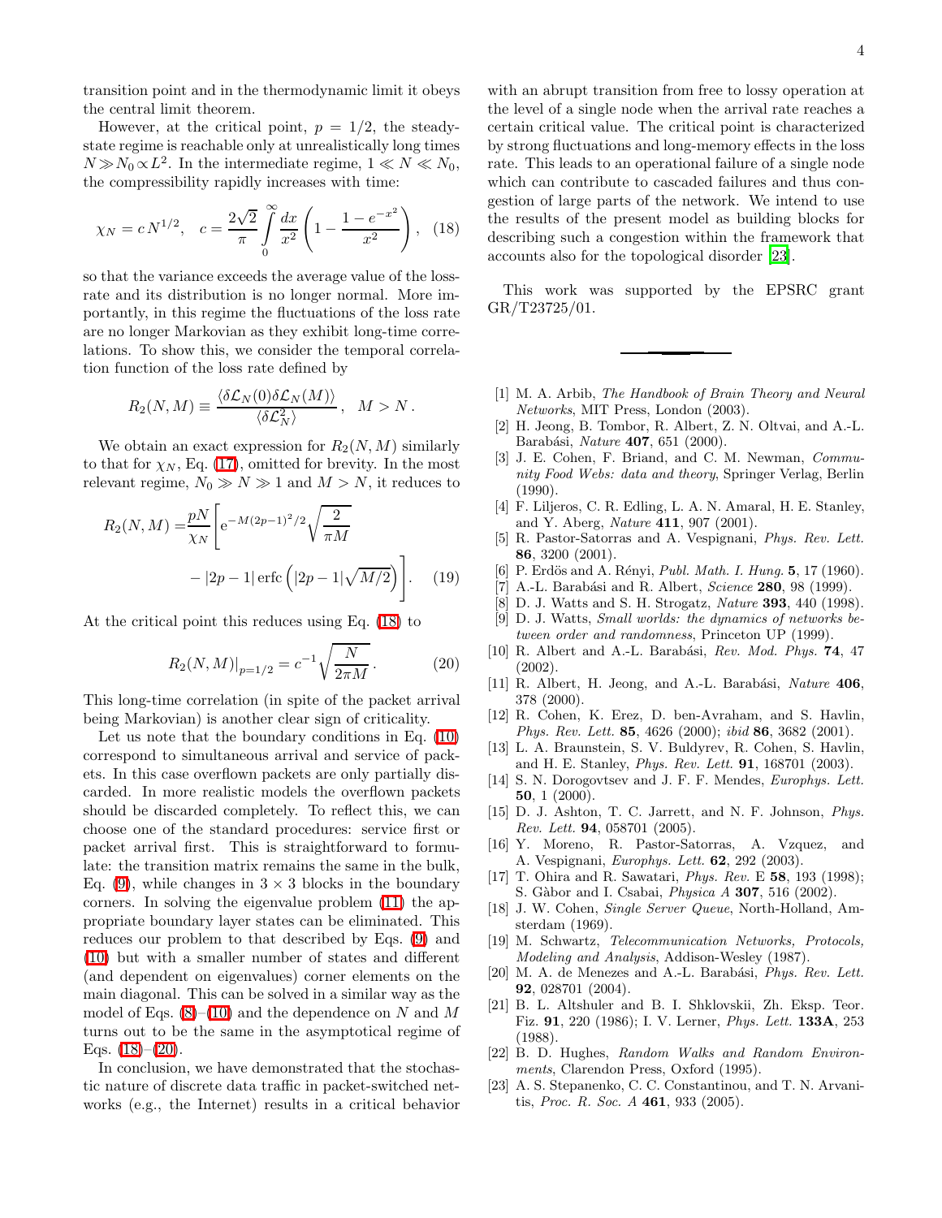transition point and in the thermodynamic limit it obeys the central limit theorem.

However, at the critical point, $p = 1/2$, the steady-state regime is reachable only at unrealistically long times $N \gg N_0 \propto L^2$. In the intermediate regime, $1 \ll N \ll N_0$, the compressibility rapidly increases with time:

$$\chi_N = c\,N^{1/2}, \quad c = \frac{2\sqrt{2}}{\pi}\int\limits_0^\infty \frac{dx}{x^2}\left(1 - \frac{1-e^{-x^2}}{x^2}\right), \quad (18)$$

so that the variance exceeds the average value of the loss-rate and its distribution is no longer normal. More importantly, in this regime the fluctuations of the loss rate are no longer Markovian as they exhibit long-time correlations. To show this, we consider the temporal correlation function of the loss rate defined by

$$R_2(N,M) \equiv \frac{\langle \delta\mathcal{L}_N(0)\delta\mathcal{L}_N(M)\rangle}{\langle \delta\mathcal{L}_N^2\rangle}, \quad M > N\,.$$

We obtain an exact expression for $R_2(N,M)$ similarly to that for $\chi_N$, Eq. (17), omitted for brevity. In the most relevant regime, $N_0 \gg N \gg 1$ and $M > N$, it reduces to

$$R_2(N,M) = \frac{pN}{\chi_N}\Bigg[\mathrm{e}^{-M(2p-1)^2/2}\sqrt{\frac{2}{\pi M}} - |2p-1|\,\mathrm{erfc}\left(|2p-1|\sqrt{M/2}\right)\Bigg]. \quad (19)$$

At the critical point this reduces using Eq. (18) to

$$R_2(N,M)\big|_{p=1/2} = c^{-1}\sqrt{\frac{N}{2\pi M}}\,. \quad (20)$$

This long-time correlation (in spite of the packet arrival being Markovian) is another clear sign of criticality.

Let us note that the boundary conditions in Eq. (10) correspond to simultaneous arrival and service of packets. In this case overflown packets are only partially discarded. In more realistic models the overflown packets should be discarded completely. To reflect this, we can choose one of the standard procedures: service first or packet arrival first. This is straightforward to formulate: the transition matrix remains the same in the bulk, Eq. (9), while changes in $3\times 3$ blocks in the boundary corners. In solving the eigenvalue problem (11) the appropriate boundary layer states can be eliminated. This reduces our problem to that described by Eqs. (9) and (10) but with a smaller number of states and different (and dependent on eigenvalues) corner elements on the main diagonal. This can be solved in a similar way as the model of Eqs. (8)–(10) and the dependence on $N$ and $M$ turns out to be the same in the asymptotical regime of Eqs. (18)–(20).

In conclusion, we have demonstrated that the stochastic nature of discrete data traffic in packet-switched networks (e.g., the Internet) results in a critical behavior with an abrupt transition from free to lossy operation at the level of a single node when the arrival rate reaches a certain critical value. The critical point is characterized by strong fluctuations and long-memory effects in the loss rate. This leads to an operational failure of a single node which can contribute to cascaded failures and thus congestion of large parts of the network. We intend to use the results of the present model as building blocks for describing such a congestion within the framework that accounts also for the topological disorder [23].

This work was supported by the EPSRC grant GR/T23725/01.

---

[1] M. A. Arbib, *The Handbook of Brain Theory and Neural Networks*, MIT Press, London (2003).

[2] H. Jeong, B. Tombor, R. Albert, Z. N. Oltvai, and A.-L. Barabási, *Nature* **407**, 651 (2000).

[3] J. E. Cohen, F. Briand, and C. M. Newman, *Community Food Webs: data and theory*, Springer Verlag, Berlin (1990).

[4] F. Liljeros, C. R. Edling, L. A. N. Amaral, H. E. Stanley, and Y. Aberg, *Nature* **411**, 907 (2001).

[5] R. Pastor-Satorras and A. Vespignani, *Phys. Rev. Lett.* **86**, 3200 (2001).

[6] P. Erdös and A. Rényi, *Publ. Math. I. Hung.* **5**, 17 (1960).

[7] A.-L. Barabási and R. Albert, *Science* **280**, 98 (1999).

[8] D. J. Watts and S. H. Strogatz, *Nature* **393**, 440 (1998).

[9] D. J. Watts, *Small worlds: the dynamics of networks between order and randomness*, Princeton UP (1999).

[10] R. Albert and A.-L. Barabási, *Rev. Mod. Phys.* **74**, 47 (2002).

[11] R. Albert, H. Jeong, and A.-L. Barabási, *Nature* **406**, 378 (2000).

[12] R. Cohen, K. Erez, D. ben-Avraham, and S. Havlin, *Phys. Rev. Lett.* **85**, 4626 (2000); *ibid* **86**, 3682 (2001).

[13] L. A. Braunstein, S. V. Buldyrev, R. Cohen, S. Havlin, and H. E. Stanley, *Phys. Rev. Lett.* **91**, 168701 (2003).

[14] S. N. Dorogovtsev and J. F. F. Mendes, *Europhys. Lett.* **50**, 1 (2000).

[15] D. J. Ashton, T. C. Jarrett, and N. F. Johnson, *Phys. Rev. Lett.* **94**, 058701 (2005).

[16] Y. Moreno, R. Pastor-Satorras, A. Vzquez, and A. Vespignani, *Europhys. Lett.* **62**, 292 (2003).

[17] T. Ohira and R. Sawatari, *Phys. Rev.* E **58**, 193 (1998); S. Gàbor and I. Csabai, *Physica A* **307**, 516 (2002).

[18] J. W. Cohen, *Single Server Queue*, North-Holland, Amsterdam (1969).

[19] M. Schwartz, *Telecommunication Networks, Protocols, Modeling and Analysis*, Addison-Wesley (1987).

[20] M. A. de Menezes and A.-L. Barabási, *Phys. Rev. Lett.* **92**, 028701 (2004).

[21] B. L. Altshuler and B. I. Shklovskii, Zh. Eksp. Teor. Fiz. **91**, 220 (1986); I. V. Lerner, *Phys. Lett.* **133A**, 253 (1988).

[22] B. D. Hughes, *Random Walks and Random Environments*, Clarendon Press, Oxford (1995).

[23] A. S. Stepanenko, C. C. Constantinou, and T. N. Arvanitis, *Proc. R. Soc. A* **461**, 933 (2005).